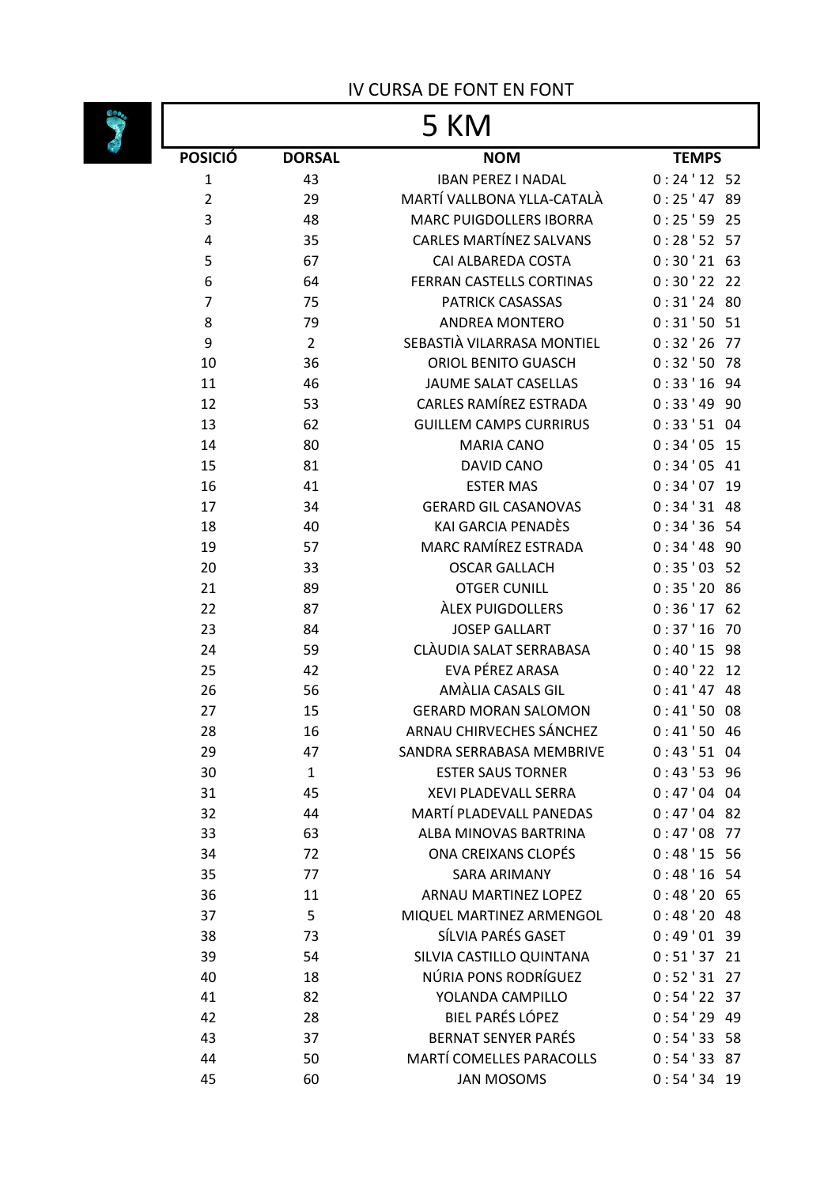IV CURSA DE FONT EN FONT

# 5 KM

| POSICIÓ | DORSAL | NOM | TEMPS |
|---|---|---|---|
| 1 | 43 | IBAN PEREZ I NADAL | 0 : 24 ' 12  52 |
| 2 | 29 | MARTÍ VALLBONA YLLA-CATALÀ | 0 : 25 ' 47  89 |
| 3 | 48 | MARC PUIGDOLLERS IBORRA | 0 : 25 ' 59  25 |
| 4 | 35 | CARLES MARTÍNEZ SALVANS | 0 : 28 ' 52  57 |
| 5 | 67 | CAI ALBAREDA COSTA | 0 : 30 ' 21  63 |
| 6 | 64 | FERRAN CASTELLS CORTINAS | 0 : 30 ' 22  22 |
| 7 | 75 | PATRICK CASASSAS | 0 : 31 ' 24  80 |
| 8 | 79 | ANDREA MONTERO | 0 : 31 ' 50  51 |
| 9 | 2 | SEBASTIÀ VILARRASA MONTIEL | 0 : 32 ' 26  77 |
| 10 | 36 | ORIOL BENITO GUASCH | 0 : 32 ' 50  78 |
| 11 | 46 | JAUME SALAT CASELLAS | 0 : 33 ' 16  94 |
| 12 | 53 | CARLES RAMÍREZ ESTRADA | 0 : 33 ' 49  90 |
| 13 | 62 | GUILLEM CAMPS CURRIRUS | 0 : 33 ' 51  04 |
| 14 | 80 | MARIA CANO | 0 : 34 ' 05  15 |
| 15 | 81 | DAVID CANO | 0 : 34 ' 05  41 |
| 16 | 41 | ESTER MAS | 0 : 34 ' 07  19 |
| 17 | 34 | GERARD GIL CASANOVAS | 0 : 34 ' 31  48 |
| 18 | 40 | KAI GARCIA PENADÈS | 0 : 34 ' 36  54 |
| 19 | 57 | MARC RAMÍREZ ESTRADA | 0 : 34 ' 48  90 |
| 20 | 33 | OSCAR GALLACH | 0 : 35 ' 03  52 |
| 21 | 89 | OTGER CUNILL | 0 : 35 ' 20  86 |
| 22 | 87 | ÀLEX PUIGDOLLERS | 0 : 36 ' 17  62 |
| 23 | 84 | JOSEP GALLART | 0 : 37 ' 16  70 |
| 24 | 59 | CLÀUDIA SALAT SERRABASA | 0 : 40 ' 15  98 |
| 25 | 42 | EVA PÉREZ ARASA | 0 : 40 ' 22  12 |
| 26 | 56 | AMÀLIA CASALS GIL | 0 : 41 ' 47  48 |
| 27 | 15 | GERARD MORAN SALOMON | 0 : 41 ' 50  08 |
| 28 | 16 | ARNAU CHIRVECHES SÁNCHEZ | 0 : 41 ' 50  46 |
| 29 | 47 | SANDRA SERRABASA MEMBRIVE | 0 : 43 ' 51  04 |
| 30 | 1 | ESTER SAUS TORNER | 0 : 43 ' 53  96 |
| 31 | 45 | XEVI PLADEVALL SERRA | 0 : 47 ' 04  04 |
| 32 | 44 | MARTÍ PLADEVALL PANEDAS | 0 : 47 ' 04  82 |
| 33 | 63 | ALBA MINOVAS BARTRINA | 0 : 47 ' 08  77 |
| 34 | 72 | ONA CREIXANS CLOPÉS | 0 : 48 ' 15  56 |
| 35 | 77 | SARA ARIMANY | 0 : 48 ' 16  54 |
| 36 | 11 | ARNAU MARTINEZ LOPEZ | 0 : 48 ' 20  65 |
| 37 | 5 | MIQUEL MARTINEZ ARMENGOL | 0 : 48 ' 20  48 |
| 38 | 73 | SÍLVIA PARÉS GASET | 0 : 49 ' 01  39 |
| 39 | 54 | SILVIA CASTILLO QUINTANA | 0 : 51 ' 37  21 |
| 40 | 18 | NÚRIA PONS RODRÍGUEZ | 0 : 52 ' 31  27 |
| 41 | 82 | YOLANDA CAMPILLO | 0 : 54 ' 22  37 |
| 42 | 28 | BIEL PARÉS LÓPEZ | 0 : 54 ' 29  49 |
| 43 | 37 | BERNAT SENYER PARÉS | 0 : 54 ' 33  58 |
| 44 | 50 | MARTÍ COMELLES PARACOLLS | 0 : 54 ' 33  87 |
| 45 | 60 | JAN MOSOMS | 0 : 54 ' 34  19 |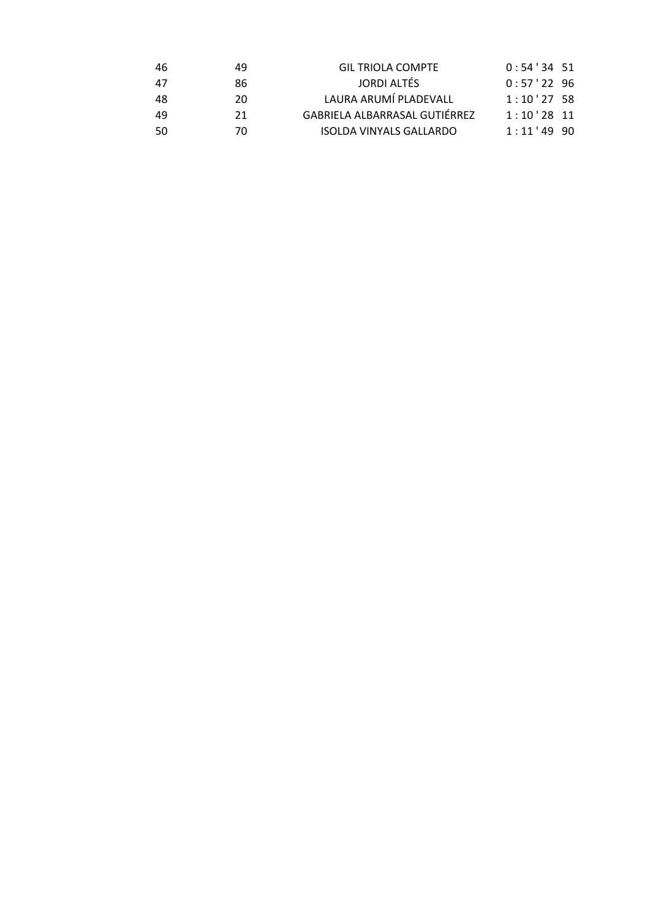| | | | |
|---|---|---|---|
| 46 | 49 | GIL TRIOLA COMPTE | 0 : 54 ' 34 51 |
| 47 | 86 | JORDI ALTÉS | 0 : 57 ' 22 96 |
| 48 | 20 | LAURA ARUMÍ PLADEVALL | 1 : 10 ' 27 58 |
| 49 | 21 | GABRIELA ALBARRASAL GUTIÉRREZ | 1 : 10 ' 28 11 |
| 50 | 70 | ISOLDA VINYALS GALLARDO | 1 : 11 ' 49 90 |